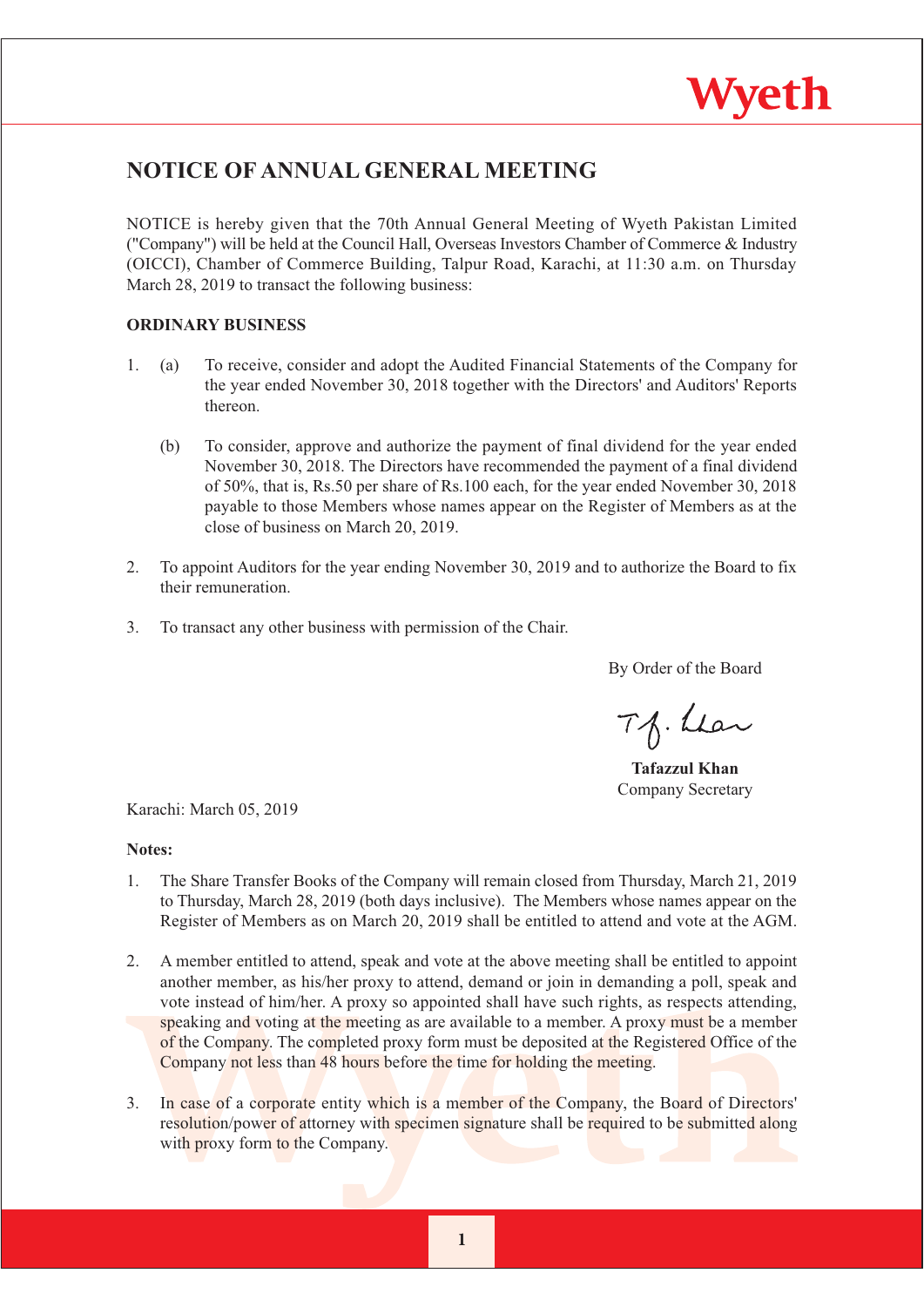# NOTICE OF ANNUAL GENERAL MEETING

NOTICE is hereby given that the 70th Annual General Meeting of Wyeth Pakistan Limited ("Company") will be held at the Council Hall, Overseas Investors Chamber of Commerce & Industry (OICCI), Chamber of Commerce Building, Talpur Road, Karachi, at 11:30 a.m. on Thursday March 28, 2019 to transact the following business:

**ORDINARY BUSINESS**

1. (a) To receive, consider and adopt the Audited Financial Statements of the Company for the year ended November 30, 2018 together with the Directors' and Auditors' Reports thereon.

   (b) To consider, approve and authorize the payment of final dividend for the year ended November 30, 2018. The Directors have recommended the payment of a final dividend of 50%, that is, Rs.50 per share of Rs.100 each, for the year ended November 30, 2018 payable to those Members whose names appear on the Register of Members as at the close of business on March 20, 2019.

2. To appoint Auditors for the year ending November 30, 2019 and to authorize the Board to fix their remuneration.

3. To transact any other business with permission of the Chair.

By Order of the Board

**Tafazzul Khan**
Company Secretary

Karachi: March 05, 2019

**Notes:**

1. The Share Transfer Books of the Company will remain closed from Thursday, March 21, 2019 to Thursday, March 28, 2019 (both days inclusive). The Members whose names appear on the Register of Members as on March 20, 2019 shall be entitled to attend and vote at the AGM.

2. A member entitled to attend, speak and vote at the above meeting shall be entitled to appoint another member, as his/her proxy to attend, demand or join in demanding a poll, speak and vote instead of him/her. A proxy so appointed shall have such rights, as respects attending, speaking and voting at the meeting as are available to a member. A proxy must be a member of the Company. The completed proxy form must be deposited at the Registered Office of the Company not less than 48 hours before the time for holding the meeting.

3. In case of a corporate entity which is a member of the Company, the Board of Directors' resolution/power of attorney with specimen signature shall be required to be submitted along with proxy form to the Company.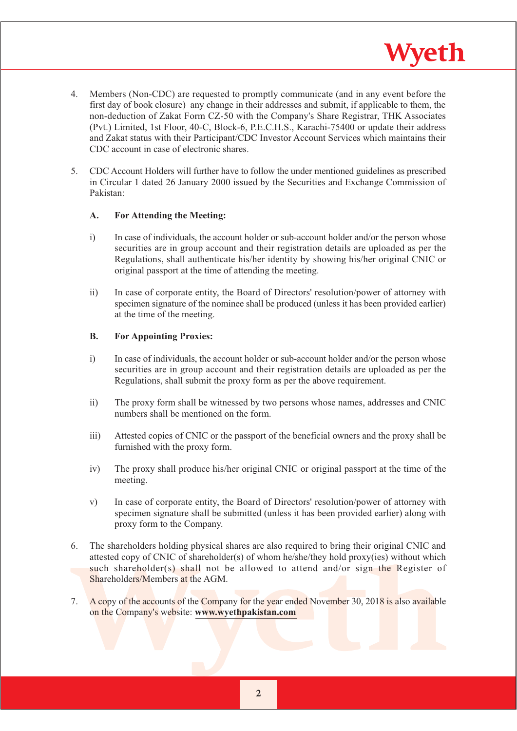4. Members (Non-CDC) are requested to promptly communicate (and in any event before the first day of book closure) any change in their addresses and submit, if applicable to them, the non-deduction of Zakat Form CZ-50 with the Company's Share Registrar, THK Associates (Pvt.) Limited, 1st Floor, 40-C, Block-6, P.E.C.H.S., Karachi-75400 or update their address and Zakat status with their Participant/CDC Investor Account Services which maintains their CDC account in case of electronic shares.

5. CDC Account Holders will further have to follow the under mentioned guidelines as prescribed in Circular 1 dated 26 January 2000 issued by the Securities and Exchange Commission of Pakistan:

   **A. For Attending the Meeting:**

   i) In case of individuals, the account holder or sub-account holder and/or the person whose securities are in group account and their registration details are uploaded as per the Regulations, shall authenticate his/her identity by showing his/her original CNIC or original passport at the time of attending the meeting.

   ii) In case of corporate entity, the Board of Directors' resolution/power of attorney with specimen signature of the nominee shall be produced (unless it has been provided earlier) at the time of the meeting.

   **B. For Appointing Proxies:**

   i) In case of individuals, the account holder or sub-account holder and/or the person whose securities are in group account and their registration details are uploaded as per the Regulations, shall submit the proxy form as per the above requirement.

   ii) The proxy form shall be witnessed by two persons whose names, addresses and CNIC numbers shall be mentioned on the form.

   iii) Attested copies of CNIC or the passport of the beneficial owners and the proxy shall be furnished with the proxy form.

   iv) The proxy shall produce his/her original CNIC or original passport at the time of the meeting.

   v) In case of corporate entity, the Board of Directors' resolution/power of attorney with specimen signature shall be submitted (unless it has been provided earlier) along with proxy form to the Company.

6. The shareholders holding physical shares are also required to bring their original CNIC and attested copy of CNIC of shareholder(s) of whom he/she/they hold proxy(ies) without which such shareholder(s) shall not be allowed to attend and/or sign the Register of Shareholders/Members at the AGM.

7. A copy of the accounts of the Company for the year ended November 30, 2018 is also available on the Company's website: **www.wyethpakistan.com**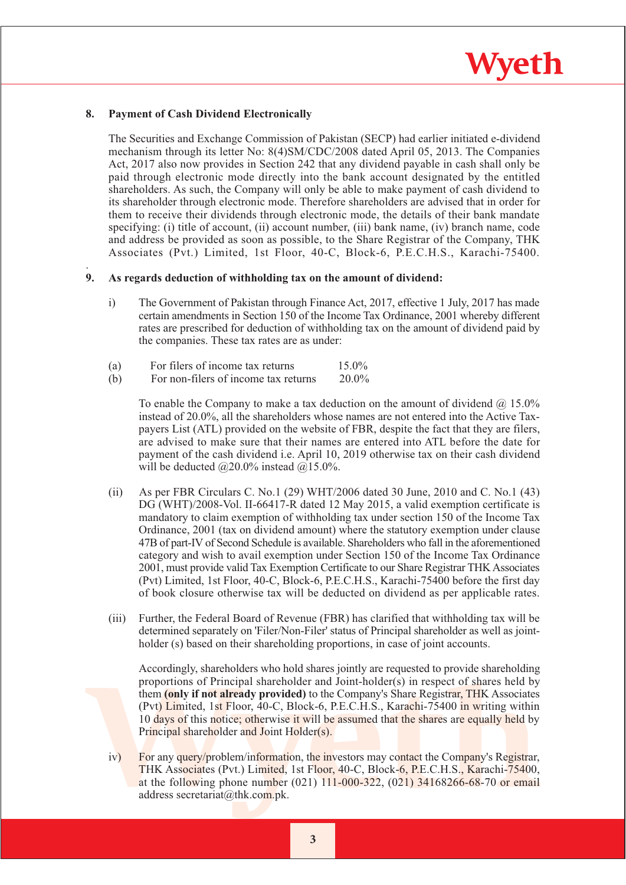**8. Payment of Cash Dividend Electronically**

The Securities and Exchange Commission of Pakistan (SECP) had earlier initiated e-dividend mechanism through its letter No: 8(4)SM/CDC/2008 dated April 05, 2013. The Companies Act, 2017 also now provides in Section 242 that any dividend payable in cash shall only be paid through electronic mode directly into the bank account designated by the entitled shareholders. As such, the Company will only be able to make payment of cash dividend to its shareholder through electronic mode. Therefore shareholders are advised that in order for them to receive their dividends through electronic mode, the details of their bank mandate specifying: (i) title of account, (ii) account number, (iii) bank name, (iv) branch name, code and address be provided as soon as possible, to the Share Registrar of the Company, THK Associates (Pvt.) Limited, 1st Floor, 40-C, Block-6, P.E.C.H.S., Karachi-75400.

**9. As regards deduction of withholding tax on the amount of dividend:**

i) The Government of Pakistan through Finance Act, 2017, effective 1 July, 2017 has made certain amendments in Section 150 of the Income Tax Ordinance, 2001 whereby different rates are prescribed for deduction of withholding tax on the amount of dividend paid by the companies. These tax rates are as under:

| | | |
|---|---|---|
| (a) | For filers of income tax returns | 15.0% |
| (b) | For non-filers of income tax returns | 20.0% |

To enable the Company to make a tax deduction on the amount of dividend @ 15.0% instead of 20.0%, all the shareholders whose names are not entered into the Active Tax-payers List (ATL) provided on the website of FBR, despite the fact that they are filers, are advised to make sure that their names are entered into ATL before the date for payment of the cash dividend i.e. April 10, 2019 otherwise tax on their cash dividend will be deducted @20.0% instead @15.0%.

(ii) As per FBR Circulars C. No.1 (29) WHT/2006 dated 30 June, 2010 and C. No.1 (43) DG (WHT)/2008-Vol. II-66417-R dated 12 May 2015, a valid exemption certificate is mandatory to claim exemption of withholding tax under section 150 of the Income Tax Ordinance, 2001 (tax on dividend amount) where the statutory exemption under clause 47B of part-IV of Second Schedule is available. Shareholders who fall in the aforementioned category and wish to avail exemption under Section 150 of the Income Tax Ordinance 2001, must provide valid Tax Exemption Certificate to our Share Registrar THK Associates (Pvt) Limited, 1st Floor, 40-C, Block-6, P.E.C.H.S., Karachi-75400 before the first day of book closure otherwise tax will be deducted on dividend as per applicable rates.

(iii) Further, the Federal Board of Revenue (FBR) has clarified that withholding tax will be determined separately on 'Filer/Non-Filer' status of Principal shareholder as well as joint-holder (s) based on their shareholding proportions, in case of joint accounts.

Accordingly, shareholders who hold shares jointly are requested to provide shareholding proportions of Principal shareholder and Joint-holder(s) in respect of shares held by them **(only if not already provided)** to the Company's Share Registrar, THK Associates (Pvt) Limited, 1st Floor, 40-C, Block-6, P.E.C.H.S., Karachi-75400 in writing within 10 days of this notice; otherwise it will be assumed that the shares are equally held by Principal shareholder and Joint Holder(s).

iv) For any query/problem/information, the investors may contact the Company's Registrar, THK Associates (Pvt.) Limited, 1st Floor, 40-C, Block-6, P.E.C.H.S., Karachi-75400, at the following phone number (021) 111-000-322, (021) 34168266-68-70 or email address secretariat@thk.com.pk.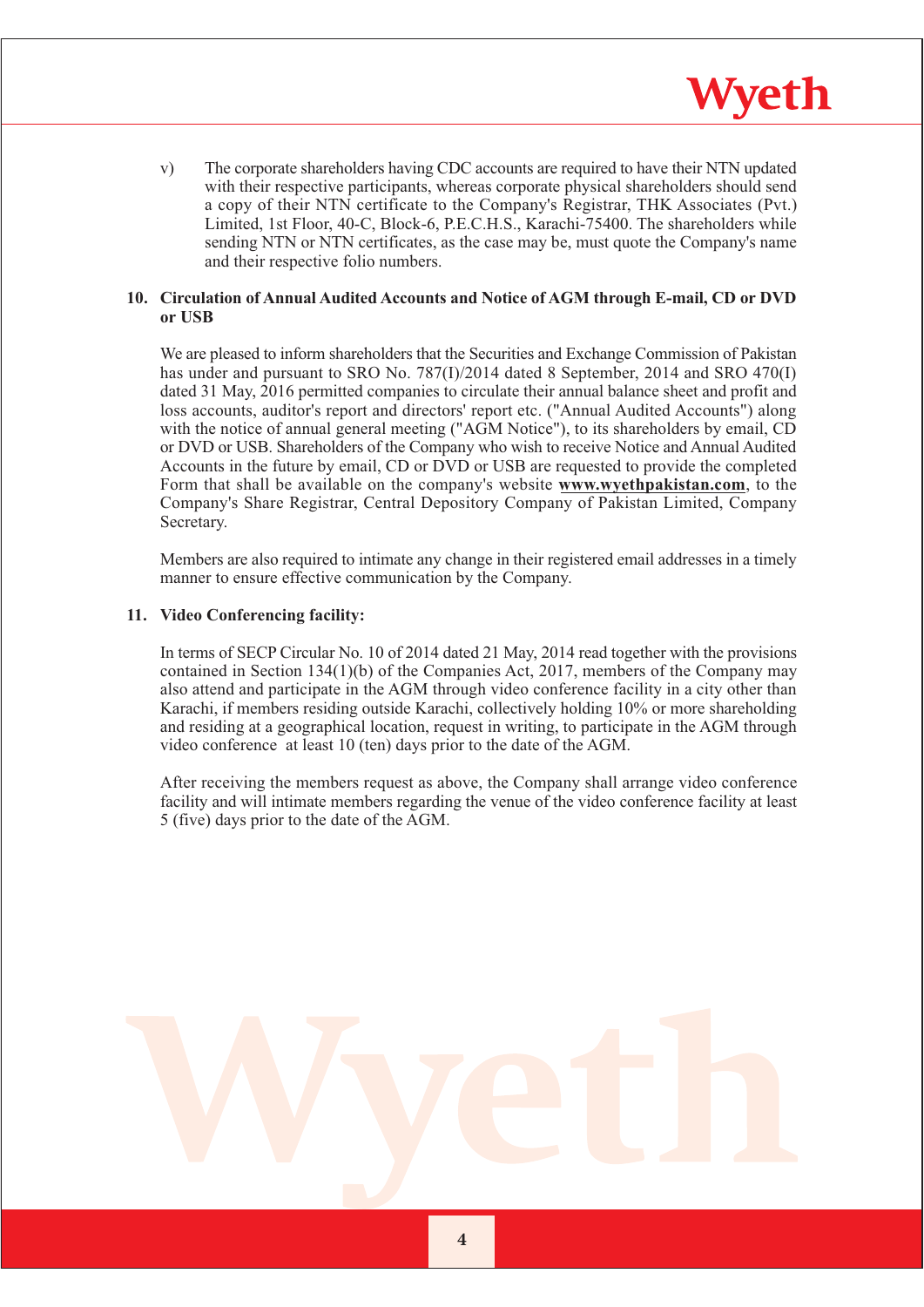v) The corporate shareholders having CDC accounts are required to have their NTN updated with their respective participants, whereas corporate physical shareholders should send a copy of their NTN certificate to the Company's Registrar, THK Associates (Pvt.) Limited, 1st Floor, 40-C, Block-6, P.E.C.H.S., Karachi-75400. The shareholders while sending NTN or NTN certificates, as the case may be, must quote the Company's name and their respective folio numbers.

**10. Circulation of Annual Audited Accounts and Notice of AGM through E-mail, CD or DVD or USB**

We are pleased to inform shareholders that the Securities and Exchange Commission of Pakistan has under and pursuant to SRO No. 787(I)/2014 dated 8 September, 2014 and SRO 470(I) dated 31 May, 2016 permitted companies to circulate their annual balance sheet and profit and loss accounts, auditor's report and directors' report etc. ("Annual Audited Accounts") along with the notice of annual general meeting ("AGM Notice"), to its shareholders by email, CD or DVD or USB. Shareholders of the Company who wish to receive Notice and Annual Audited Accounts in the future by email, CD or DVD or USB are requested to provide the completed Form that shall be available on the company's website **www.wyethpakistan.com**, to the Company's Share Registrar, Central Depository Company of Pakistan Limited, Company Secretary.

Members are also required to intimate any change in their registered email addresses in a timely manner to ensure effective communication by the Company.

**11. Video Conferencing facility:**

In terms of SECP Circular No. 10 of 2014 dated 21 May, 2014 read together with the provisions contained in Section 134(1)(b) of the Companies Act, 2017, members of the Company may also attend and participate in the AGM through video conference facility in a city other than Karachi, if members residing outside Karachi, collectively holding 10% or more shareholding and residing at a geographical location, request in writing, to participate in the AGM through video conference at least 10 (ten) days prior to the date of the AGM.

After receiving the members request as above, the Company shall arrange video conference facility and will intimate members regarding the venue of the video conference facility at least 5 (five) days prior to the date of the AGM.